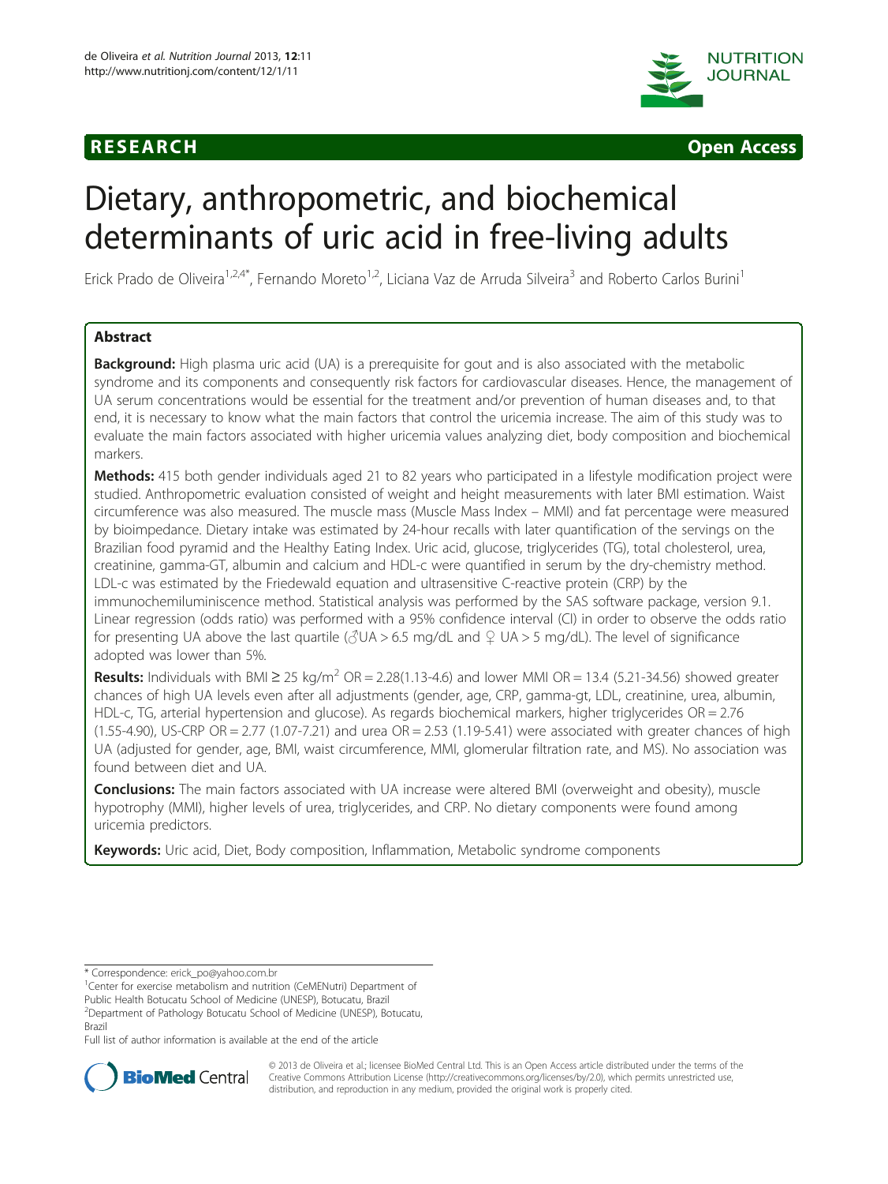**RESEARCH** **Open Access**

# Dietary, anthropometric, and biochemical determinants of uric acid in free-living adults

Erick Prado de Oliveira[1,2,4*], Fernando Moreto[1,2], Liciana Vaz de Arruda Silveira[3] and Roberto Carlos Burini[1]

## Abstract

**Background:** High plasma uric acid (UA) is a prerequisite for gout and is also associated with the metabolic syndrome and its components and consequently risk factors for cardiovascular diseases. Hence, the management of UA serum concentrations would be essential for the treatment and/or prevention of human diseases and, to that end, it is necessary to know what the main factors that control the uricemia increase. The aim of this study was to evaluate the main factors associated with higher uricemia values analyzing diet, body composition and biochemical markers.

**Methods:** 415 both gender individuals aged 21 to 82 years who participated in a lifestyle modification project were studied. Anthropometric evaluation consisted of weight and height measurements with later BMI estimation. Waist circumference was also measured. The muscle mass (Muscle Mass Index – MMI) and fat percentage were measured by bioimpedance. Dietary intake was estimated by 24-hour recalls with later quantification of the servings on the Brazilian food pyramid and the Healthy Eating Index. Uric acid, glucose, triglycerides (TG), total cholesterol, urea, creatinine, gamma-GT, albumin and calcium and HDL-c were quantified in serum by the dry-chemistry method. LDL-c was estimated by the Friedewald equation and ultrasensitive C-reactive protein (CRP) by the immunochemiluminiscence method. Statistical analysis was performed by the SAS software package, version 9.1. Linear regression (odds ratio) was performed with a 95% confidence interval (CI) in order to observe the odds ratio for presenting UA above the last quartile (♂UA > 6.5 mg/dL and ♀ UA > 5 mg/dL). The level of significance adopted was lower than 5%.

**Results:** Individuals with BMI ≥ 25 kg/m$^2$ OR = 2.28(1.13-4.6) and lower MMI OR = 13.4 (5.21-34.56) showed greater chances of high UA levels even after all adjustments (gender, age, CRP, gamma-gt, LDL, creatinine, urea, albumin, HDL-c, TG, arterial hypertension and glucose). As regards biochemical markers, higher triglycerides OR = 2.76 (1.55-4.90), US-CRP OR = 2.77 (1.07-7.21) and urea OR = 2.53 (1.19-5.41) were associated with greater chances of high UA (adjusted for gender, age, BMI, waist circumference, MMI, glomerular filtration rate, and MS). No association was found between diet and UA.

**Conclusions:** The main factors associated with UA increase were altered BMI (overweight and obesity), muscle hypotrophy (MMI), higher levels of urea, triglycerides, and CRP. No dietary components were found among uricemia predictors.

**Keywords:** Uric acid, Diet, Body composition, Inflammation, Metabolic syndrome components

---

\* Correspondence: erick_po@yahoo.com.br

[1] Center for exercise metabolism and nutrition (CeMENutri) Department of Public Health Botucatu School of Medicine (UNESP), Botucatu, Brazil

[2] Department of Pathology Botucatu School of Medicine (UNESP), Botucatu, Brazil

Full list of author information is available at the end of the article

© 2013 de Oliveira et al.; licensee BioMed Central Ltd. This is an Open Access article distributed under the terms of the Creative Commons Attribution License (http://creativecommons.org/licenses/by/2.0), which permits unrestricted use, distribution, and reproduction in any medium, provided the original work is properly cited.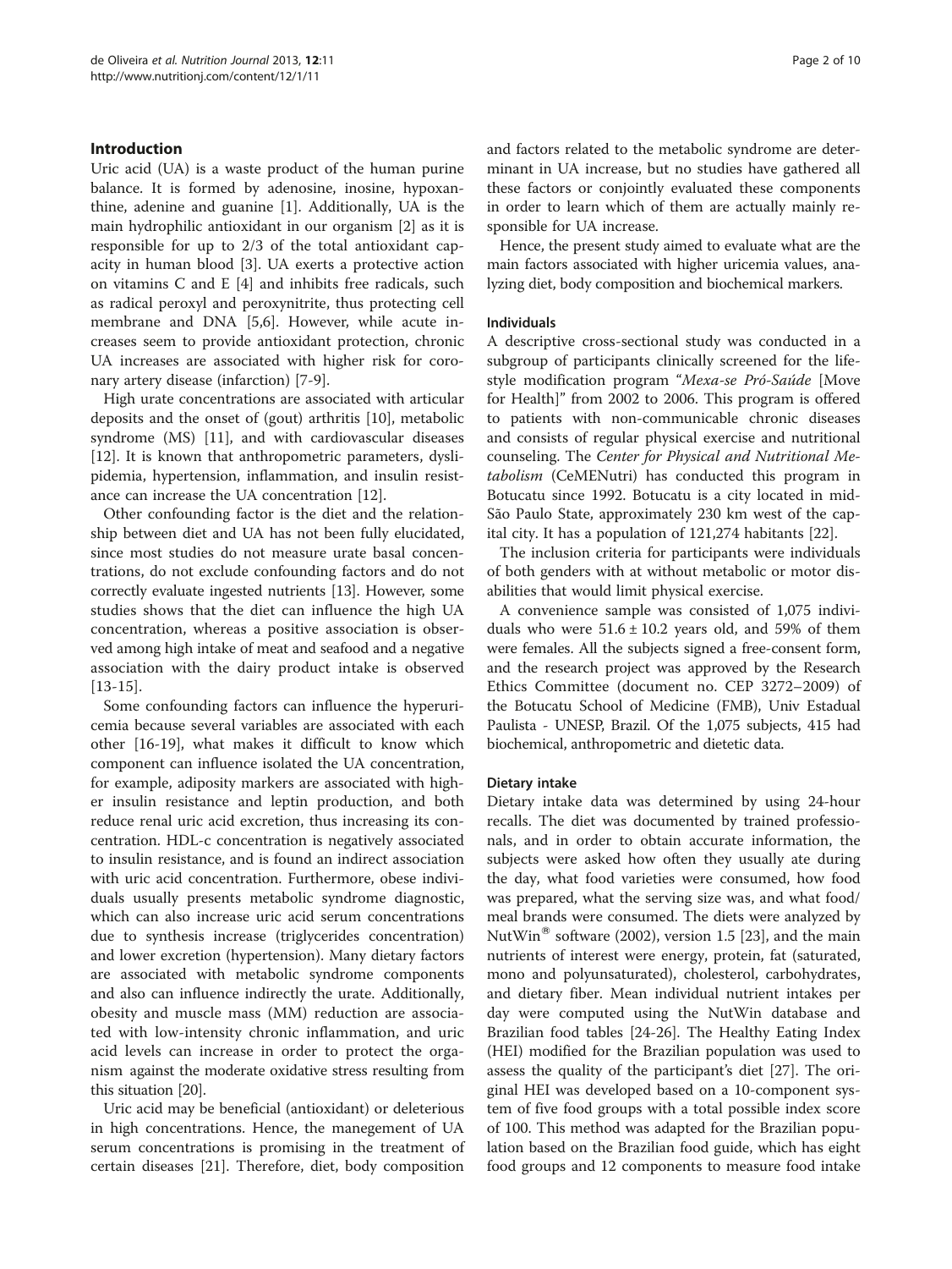## Introduction

Uric acid (UA) is a waste product of the human purine balance. It is formed by adenosine, inosine, hypoxanthine, adenine and guanine [1]. Additionally, UA is the main hydrophilic antioxidant in our organism [2] as it is responsible for up to 2/3 of the total antioxidant capacity in human blood [3]. UA exerts a protective action on vitamins C and E [4] and inhibits free radicals, such as radical peroxyl and peroxynitrite, thus protecting cell membrane and DNA [5,6]. However, while acute increases seem to provide antioxidant protection, chronic UA increases are associated with higher risk for coronary artery disease (infarction) [7-9].

High urate concentrations are associated with articular deposits and the onset of (gout) arthritis [10], metabolic syndrome (MS) [11], and with cardiovascular diseases [12]. It is known that anthropometric parameters, dyslipidemia, hypertension, inflammation, and insulin resistance can increase the UA concentration [12].

Other confounding factor is the diet and the relationship between diet and UA has not been fully elucidated, since most studies do not measure urate basal concentrations, do not exclude confounding factors and do not correctly evaluate ingested nutrients [13]. However, some studies shows that the diet can influence the high UA concentration, whereas a positive association is observed among high intake of meat and seafood and a negative association with the dairy product intake is observed [13-15].

Some confounding factors can influence the hyperuricemia because several variables are associated with each other [16-19], what makes it difficult to know which component can influence isolated the UA concentration, for example, adiposity markers are associated with higher insulin resistance and leptin production, and both reduce renal uric acid excretion, thus increasing its concentration. HDL-c concentration is negatively associated to insulin resistance, and is found an indirect association with uric acid concentration. Furthermore, obese individuals usually presents metabolic syndrome diagnostic, which can also increase uric acid serum concentrations due to synthesis increase (triglycerides concentration) and lower excretion (hypertension). Many dietary factors are associated with metabolic syndrome components and also can influence indirectly the urate. Additionally, obesity and muscle mass (MM) reduction are associated with low-intensity chronic inflammation, and uric acid levels can increase in order to protect the organism against the moderate oxidative stress resulting from this situation [20].

Uric acid may be beneficial (antioxidant) or deleterious in high concentrations. Hence, the manegement of UA serum concentrations is promising in the treatment of certain diseases [21]. Therefore, diet, body composition and factors related to the metabolic syndrome are determinant in UA increase, but no studies have gathered all these factors or conjointly evaluated these components in order to learn which of them are actually mainly responsible for UA increase.

Hence, the present study aimed to evaluate what are the main factors associated with higher uricemia values, analyzing diet, body composition and biochemical markers.

### Individuals

A descriptive cross-sectional study was conducted in a subgroup of participants clinically screened for the lifestyle modification program "*Mexa-se Pró-Saúde* [Move for Health]" from 2002 to 2006. This program is offered to patients with non-communicable chronic diseases and consists of regular physical exercise and nutritional counseling. The *Center for Physical and Nutritional Metabolism* (CeMENutri) has conducted this program in Botucatu since 1992. Botucatu is a city located in mid-São Paulo State, approximately 230 km west of the capital city. It has a population of 121,274 habitants [22].

The inclusion criteria for participants were individuals of both genders with at without metabolic or motor disabilities that would limit physical exercise.

A convenience sample was consisted of 1,075 individuals who were 51.6 ± 10.2 years old, and 59% of them were females. All the subjects signed a free-consent form, and the research project was approved by the Research Ethics Committee (document no. CEP 3272–2009) of the Botucatu School of Medicine (FMB), Univ Estadual Paulista - UNESP, Brazil. Of the 1,075 subjects, 415 had biochemical, anthropometric and dietetic data.

### Dietary intake

Dietary intake data was determined by using 24-hour recalls. The diet was documented by trained professionals, and in order to obtain accurate information, the subjects were asked how often they usually ate during the day, what food varieties were consumed, how food was prepared, what the serving size was, and what food/meal brands were consumed. The diets were analyzed by NutWin® software (2002), version 1.5 [23], and the main nutrients of interest were energy, protein, fat (saturated, mono and polyunsaturated), cholesterol, carbohydrates, and dietary fiber. Mean individual nutrient intakes per day were computed using the NutWin database and Brazilian food tables [24-26]. The Healthy Eating Index (HEI) modified for the Brazilian population was used to assess the quality of the participant's diet [27]. The original HEI was developed based on a 10-component system of five food groups with a total possible index score of 100. This method was adapted for the Brazilian population based on the Brazilian food guide, which has eight food groups and 12 components to measure food intake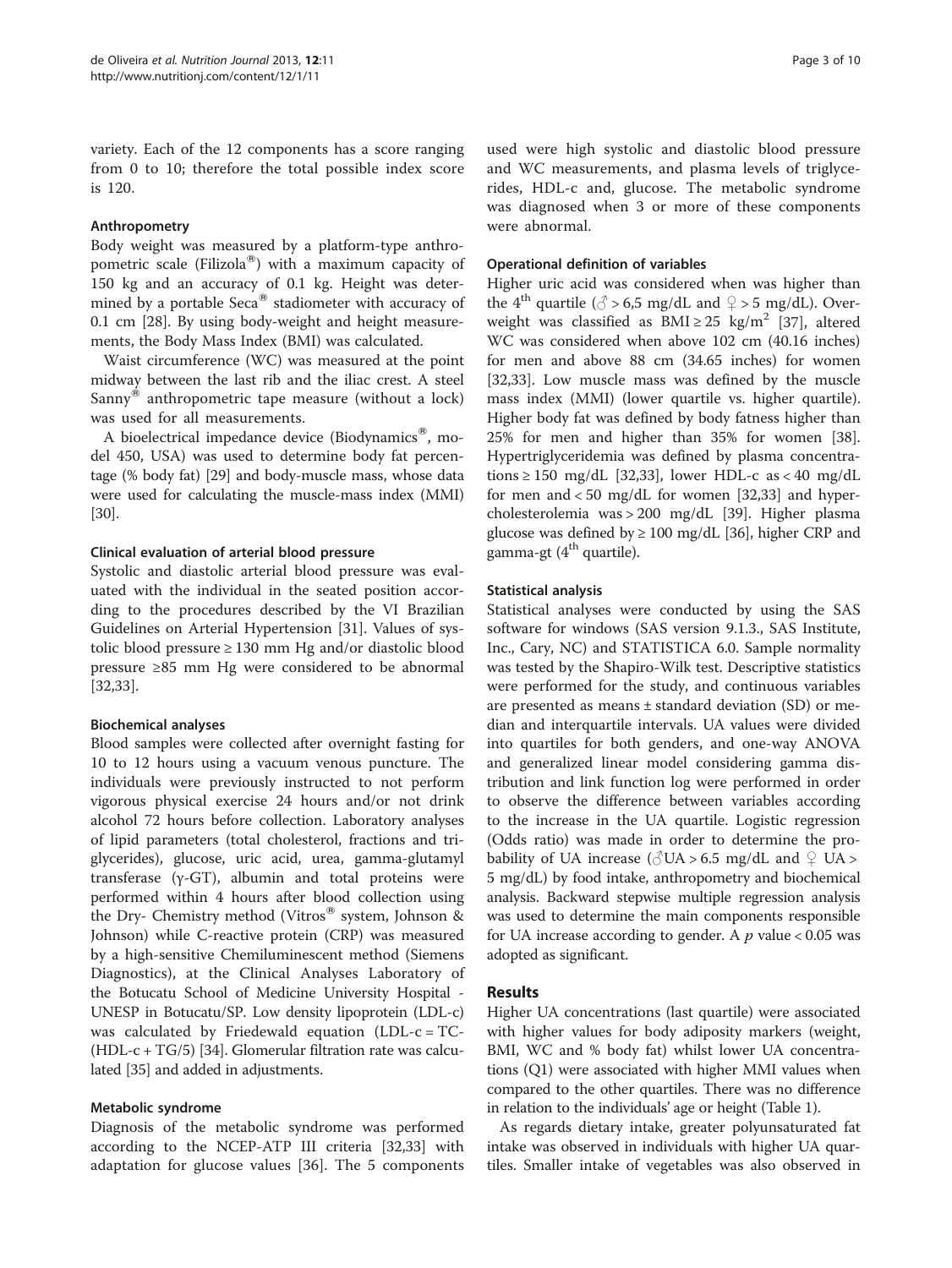variety. Each of the 12 components has a score ranging from 0 to 10; therefore the total possible index score is 120.

### Anthropometry

Body weight was measured by a platform-type anthropometric scale (Filizola®) with a maximum capacity of 150 kg and an accuracy of 0.1 kg. Height was determined by a portable Seca® stadiometer with accuracy of 0.1 cm [28]. By using body-weight and height measurements, the Body Mass Index (BMI) was calculated.

Waist circumference (WC) was measured at the point midway between the last rib and the iliac crest. A steel Sanny® anthropometric tape measure (without a lock) was used for all measurements.

A bioelectrical impedance device (Biodynamics®, model 450, USA) was used to determine body fat percentage (% body fat) [29] and body-muscle mass, whose data were used for calculating the muscle-mass index (MMI) [30].

### Clinical evaluation of arterial blood pressure

Systolic and diastolic arterial blood pressure was evaluated with the individual in the seated position according to the procedures described by the VI Brazilian Guidelines on Arterial Hypertension [31]. Values of systolic blood pressure ≥ 130 mm Hg and/or diastolic blood pressure ≥85 mm Hg were considered to be abnormal [32,33].

### Biochemical analyses

Blood samples were collected after overnight fasting for 10 to 12 hours using a vacuum venous puncture. The individuals were previously instructed to not perform vigorous physical exercise 24 hours and/or not drink alcohol 72 hours before collection. Laboratory analyses of lipid parameters (total cholesterol, fractions and triglycerides), glucose, uric acid, urea, gamma-glutamyl transferase (γ-GT), albumin and total proteins were performed within 4 hours after blood collection using the Dry- Chemistry method (Vitros® system, Johnson & Johnson) while C-reactive protein (CRP) was measured by a high-sensitive Chemiluminescent method (Siemens Diagnostics), at the Clinical Analyses Laboratory of the Botucatu School of Medicine University Hospital - UNESP in Botucatu/SP. Low density lipoprotein (LDL-c) was calculated by Friedewald equation (LDL-c = TC-(HDL-c + TG/5) [34]. Glomerular filtration rate was calculated [35] and added in adjustments.

### Metabolic syndrome

Diagnosis of the metabolic syndrome was performed according to the NCEP-ATP III criteria [32,33] with adaptation for glucose values [36]. The 5 components used were high systolic and diastolic blood pressure and WC measurements, and plasma levels of triglycerides, HDL-c and, glucose. The metabolic syndrome was diagnosed when 3 or more of these components were abnormal.

### Operational definition of variables

Higher uric acid was considered when was higher than the 4[th] quartile (♂ > 6,5 mg/dL and ♀ > 5 mg/dL). Overweight was classified as BMI ≥ 25 $kg/m^2$ [37], altered WC was considered when above 102 cm (40.16 inches) for men and above 88 cm (34.65 inches) for women [32,33]. Low muscle mass was defined by the muscle mass index (MMI) (lower quartile vs. higher quartile). Higher body fat was defined by body fatness higher than 25% for men and higher than 35% for women [38]. Hypertriglyceridemia was defined by plasma concentrations ≥ 150 mg/dL [32,33], lower HDL-c as < 40 mg/dL for men and < 50 mg/dL for women [32,33] and hypercholesterolemia was > 200 mg/dL [39]. Higher plasma glucose was defined by ≥ 100 mg/dL [36], higher CRP and gamma-gt (4[th] quartile).

### Statistical analysis

Statistical analyses were conducted by using the SAS software for windows (SAS version 9.1.3., SAS Institute, Inc., Cary, NC) and STATISTICA 6.0. Sample normality was tested by the Shapiro-Wilk test. Descriptive statistics were performed for the study, and continuous variables are presented as means ± standard deviation (SD) or median and interquartile intervals. UA values were divided into quartiles for both genders, and one-way ANOVA and generalized linear model considering gamma distribution and link function log were performed in order to observe the difference between variables according to the increase in the UA quartile. Logistic regression (Odds ratio) was made in order to determine the probability of UA increase (♂UA > 6.5 mg/dL and ♀ UA > 5 mg/dL) by food intake, anthropometry and biochemical analysis. Backward stepwise multiple regression analysis was used to determine the main components responsible for UA increase according to gender. A $p$ value < 0.05 was adopted as significant.

## Results

Higher UA concentrations (last quartile) were associated with higher values for body adiposity markers (weight, BMI, WC and % body fat) whilst lower UA concentrations (Q1) were associated with higher MMI values when compared to the other quartiles. There was no difference in relation to the individuals' age or height (Table 1).

As regards dietary intake, greater polyunsaturated fat intake was observed in individuals with higher UA quartiles. Smaller intake of vegetables was also observed in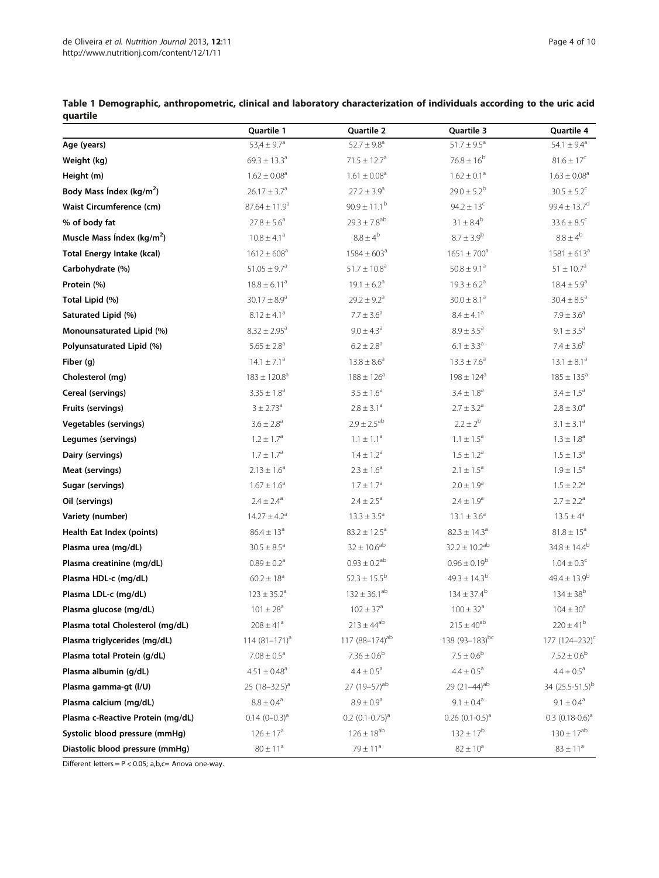**Table 1 Demographic, anthropometric, clinical and laboratory characterization of individuals according to the uric acid quartile**

| | Quartile 1 | Quartile 2 | Quartile 3 | Quartile 4 |
|---|---|---|---|---|
| **Age (years)** | 53,4 ± 9.7[a] | 52.7 ± 9.8[a] | 51.7 ± 9.5[a] | 54.1 ± 9.4[a] |
| **Weight (kg)** | 69.3 ± 13.3[a] | 71.5 ± 12.7[a] | 76.8 ± 16[b] | 81.6 ± 17[c] |
| **Height (m)** | 1.62 ± 0.08[a] | 1.61 ± 0.08[a] | 1.62 ± 0.1[a] | 1.63 ± 0.08[a] |
| **Body Mass Índex (kg/m$^2$)** | 26.17 ± 3.7[a] | 27.2 ± 3.9[a] | 29.0 ± 5.2[b] | 30.5 ± 5.2[c] |
| **Waist Circumference (cm)** | 87.64 ± 11.9[a] | 90.9 ± 11.1[b] | 94.2 ± 13[c] | 99.4 ± 13.7[d] |
| **% of body fat** | 27.8 ± 5.6[a] | 29.3 ± 7.8[ab] | 31 ± 8.4[b] | 33.6 ± 8.5[c] |
| **Muscle Mass Índex (kg/m$^2$)** | 10.8 ± 4.1[a] | 8.8 ± 4[b] | 8.7 ± 3.9[b] | 8.8 ± 4[b] |
| **Total Energy Intake (kcal)** | 1612 ± 608[a] | 1584 ± 603[a] | 1651 ± 700[a] | 1581 ± 613[a] |
| **Carbohydrate (%)** | 51.05 ± 9.7[a] | 51.7 ± 10.8[a] | 50.8 ± 9.1[a] | 51 ± 10.7[a] |
| **Protein (%)** | 18.8 ± 6.11[a] | 19.1 ± 6.2[a] | 19.3 ± 6.2[a] | 18.4 ± 5.9[a] |
| **Total Lipid (%)** | 30.17 ± 8.9[a] | 29.2 ± 9.2[a] | 30.0 ± 8.1[a] | 30.4 ± 8.5[a] |
| **Saturated Lipid (%)** | 8.12 ± 4.1[a] | 7.7 ± 3.6[a] | 8.4 ± 4.1[a] | 7.9 ± 3.6[a] |
| **Monounsaturated Lipid (%)** | 8.32 ± 2.95[a] | 9.0 ± 4.3[a] | 8.9 ± 3.5[a] | 9.1 ± 3.5[a] |
| **Polyunsaturated Lipid (%)** | 5.65 ± 2.8[a] | 6.2 ± 2.8[a] | 6.1 ± 3.3[a] | 7.4 ± 3.6[b] |
| **Fiber (g)** | 14.1 ± 7.1[a] | 13.8 ± 8.6[a] | 13.3 ± 7.6[a] | 13.1 ± 8.1[a] |
| **Cholesterol (mg)** | 183 ± 120.8[a] | 188 ± 126[a] | 198 ± 124[a] | 185 ± 135[a] |
| **Cereal (servings)** | 3.35 ± 1.8[a] | 3.5 ± 1.6[a] | 3.4 ± 1.8[a] | 3.4 ± 1.5[a] |
| **Fruits (servings)** | 3 ± 2.73[a] | 2.8 ± 3.1[a] | 2.7 ± 3.2[a] | 2.8 ± 3.0[a] |
| **Vegetables (servings)** | 3.6 ± 2.8[a] | 2.9 ± 2.5[ab] | 2.2 ± 2[b] | 3.1 ± 3.1[a] |
| **Legumes (servings)** | 1.2 ± 1.7[a] | 1.1 ± 1.1[a] | 1.1 ± 1.5[a] | 1.3 ± 1.8[a] |
| **Dairy (servings)** | 1.7 ± 1.7[a] | 1.4 ± 1.2[a] | 1.5 ± 1.2[a] | 1.5 ± 1.3[a] |
| **Meat (servings)** | 2.13 ± 1.6[a] | 2.3 ± 1.6[a] | 2.1 ± 1.5[a] | 1.9 ± 1.5[a] |
| **Sugar (servings)** | 1.67 ± 1.6[a] | 1.7 ± 1.7[a] | 2.0 ± 1.9[a] | 1.5 ± 2.2[a] |
| **Oil (servings)** | 2.4 ± 2.4[a] | 2.4 ± 2.5[a] | 2.4 ± 1.9[a] | 2.7 ± 2.2[a] |
| **Variety (number)** | 14.27 ± 4.2[a] | 13.3 ± 3.5[a] | 13.1 ± 3.6[a] | 13.5 ± 4[a] |
| **Health Eat Index (points)** | 86.4 ± 13[a] | 83.2 ± 12.5[a] | 82.3 ± 14.3[a] | 81.8 ± 15[a] |
| **Plasma urea (mg/dL)** | 30.5 ± 8.5[a] | 32 ± 10.6[ab] | 32.2 ± 10.2[ab] | 34.8 ± 14.4[b] |
| **Plasma creatinine (mg/dL)** | 0.89 ± 0.2[a] | 0.93 ± 0.2[ab] | 0.96 ± 0.19[b] | 1.04 ± 0.3[c] |
| **Plasma HDL-c (mg/dL)** | 60.2 ± 18[a] | 52.3 ± 15.5[b] | 49.3 ± 14.3[b] | 49.4 ± 13.9[b] |
| **Plasma LDL-c (mg/dL)** | 123 ± 35.2[a] | 132 ± 36.1[ab] | 134 ± 37.4[b] | 134 ± 38[b] |
| **Plasma glucose (mg/dL)** | 101 ± 28[a] | 102 ± 37[a] | 100 ± 32[a] | 104 ± 30[a] |
| **Plasma total Cholesterol (mg/dL)** | 208 ± 41[a] | 213 ± 44[ab] | 215 ± 40[ab] | 220 ± 41[b] |
| **Plasma triglycerides (mg/dL)** | 114 (81–171)[a] | 117 (88–174)[ab] | 138 (93–183)[bc] | 177 (124–232)[c] |
| **Plasma total Protein (g/dL)** | 7.08 ± 0.5[a] | 7.36 ± 0.6[b] | 7.5 ± 0.6[b] | 7.52 ± 0.6[b] |
| **Plasma albumin (g/dL)** | 4.51 ± 0.48[a] | 4.4 ± 0.5[a] | 4.4 ± 0.5[a] | 4.4 ± 0.5[a] |
| **Plasma gamma-gt (I/U)** | 25 (18–32.5)[a] | 27 (19–57)[ab] | 29 (21–44)[ab] | 34 (25.5-51.5)[b] |
| **Plasma calcium (mg/dL)** | 8.8 ± 0.4[a] | 8.9 ± 0.9[a] | 9.1 ± 0.4[a] | 9.1 ± 0.4[a] |
| **Plasma c-Reactive Protein (mg/dL)** | 0.14 (0–0.3)[a] | 0.2 (0.1-0.75)[a] | 0.26 (0.1-0.5)[a] | 0.3 (0.18-0.6)[a] |
| **Systolic blood pressure (mmHg)** | 126 ± 17[a] | 126 ± 18[ab] | 132 ± 17[b] | 130 ± 17[ab] |
| **Diastolic blood pressure (mmHg)** | 80 ± 11[a] | 79 ± 11[a] | 82 ± 10[a] | 83 ± 11[a] |

Different letters = $P < 0.05$; a,b,c= Anova one-way.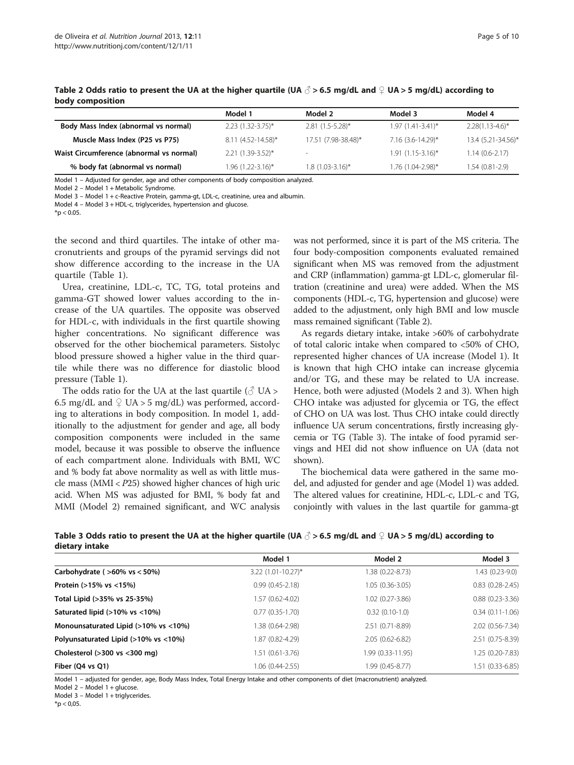**Table 2 Odds ratio to present the UA at the higher quartile (UA ♂ > 6.5 mg/dL and ♀ UA > 5 mg/dL) according to body composition**

| | Model 1 | Model 2 | Model 3 | Model 4 |
|---|---|---|---|---|
| Body Mass Index (abnormal vs normal) | 2.23 (1.32-3.75)* | 2.81 (1.5-5.28)* | 1.97 (1.41-3.41)* | 2.28(1.13-4.6)* |
| Muscle Mass Index (P25 vs P75) | 8.11 (4.52-14.58)* | 17.51 (7.98-38.48)* | 7.16 (3.6-14.29)* | 13.4 (5.21-34.56)* |
| Waist Circumference (abnormal vs normal) | 2.21 (1.39-3.52)* | - | 1.91 (1.15-3.16)* | 1.14 (0.6-2.17) |
| % body fat (abnormal vs normal) | 1.96 (1.22-3.16)* | 1.8 (1.03-3.16)* | 1.76 (1.04-2.98)* | 1.54 (0.81-2.9) |

Model 1 – Adjusted for gender, age and other components of body composition analyzed.
Model 2 – Model 1 + Metabolic Syndrome.
Model 3 – Model 1 + c-Reactive Protein, gamma-gt, LDL-c, creatinine, urea and albumin.
Model 4 – Model 3 + HDL-c, triglycerides, hypertension and glucose.
*p < 0.05.

the second and third quartiles. The intake of other macronutrients and groups of the pyramid servings did not show difference according to the increase in the UA quartile (Table 1).

Urea, creatinine, LDL-c, TC, TG, total proteins and gamma-GT showed lower values according to the increase of the UA quartiles. The opposite was observed for HDL-c, with individuals in the first quartile showing higher concentrations. No significant difference was observed for the other biochemical parameters. Sistolyc blood pressure showed a higher value in the third quartile while there was no difference for diastolic blood pressure (Table 1).

The odds ratio for the UA at the last quartile (♂ UA > 6.5 mg/dL and ♀ UA > 5 mg/dL) was performed, according to alterations in body composition. In model 1, additionally to the adjustment for gender and age, all body composition components were included in the same model, because it was possible to observe the influence of each compartment alone. Individuals with BMI, WC and % body fat above normality as well as with little muscle mass (MMI < *P*25) showed higher chances of high uric acid. When MS was adjusted for BMI, % body fat and MMI (Model 2) remained significant, and WC analysis was not performed, since it is part of the MS criteria. The four body-composition components evaluated remained significant when MS was removed from the adjustment and CRP (inflammation) gamma-gt LDL-c, glomerular filtration (creatinine and urea) were added. When the MS components (HDL-c, TG, hypertension and glucose) were added to the adjustment, only high BMI and low muscle mass remained significant (Table 2).

As regards dietary intake, intake >60% of carbohydrate of total caloric intake when compared to <50% of CHO, represented higher chances of UA increase (Model 1). It is known that high CHO intake can increase glycemia and/or TG, and these may be related to UA increase. Hence, both were adjusted (Models 2 and 3). When high CHO intake was adjusted for glycemia or TG, the effect of CHO on UA was lost. Thus CHO intake could directly influence UA serum concentrations, firstly increasing glycemia or TG (Table 3). The intake of food pyramid servings and HEI did not show influence on UA (data not shown).

The biochemical data were gathered in the same model, and adjusted for gender and age (Model 1) was added. The altered values for creatinine, HDL-c, LDL-c and TG, conjointly with values in the last quartile for gamma-gt

**Table 3 Odds ratio to present the UA at the higher quartile (UA ♂ > 6.5 mg/dL and ♀ UA > 5 mg/dL) according to dietary intake**

| | Model 1 | Model 2 | Model 3 |
|---|---|---|---|
| Carbohydrate ( >60% vs < 50%) | 3.22 (1.01-10.27)* | 1.38 (0.22-8.73) | 1.43 (0.23-9.0) |
| Protein (>15% vs <15%) | 0.99 (0.45-2.18) | 1.05 (0.36-3.05) | 0.83 (0.28-2.45) |
| Total Lipid (>35% vs 25-35%) | 1.57 (0.62-4.02) | 1.02 (0.27-3.86) | 0.88 (0.23-3.36) |
| Saturated lipid (>10% vs <10%) | 0.77 (0.35-1.70) | 0.32 (0.10-1.0) | 0.34 (0.11-1.06) |
| Monounsaturated Lipid (>10% vs <10%) | 1.38 (0.64-2.98) | 2.51 (0.71-8.89) | 2.02 (0.56-7.34) |
| Polyunsaturated Lipid (>10% vs <10%) | 1.87 (0.82-4.29) | 2.05 (0.62-6.82) | 2.51 (0.75-8.39) |
| Cholesterol (>300 vs <300 mg) | 1.51 (0.61-3.76) | 1.99 (0.33-11.95) | 1.25 (0.20-7.83) |
| Fiber (Q4 vs Q1) | 1.06 (0.44-2.55) | 1.99 (0.45-8.77) | 1.51 (0.33-6.85) |

Model 1 – adjusted for gender, age, Body Mass Index, Total Energy Intake and other components of diet (macronutrient) analyzed.
Model 2 – Model 1 + glucose.
Model 3 – Model 1 + triglycerides.
*p < 0,05.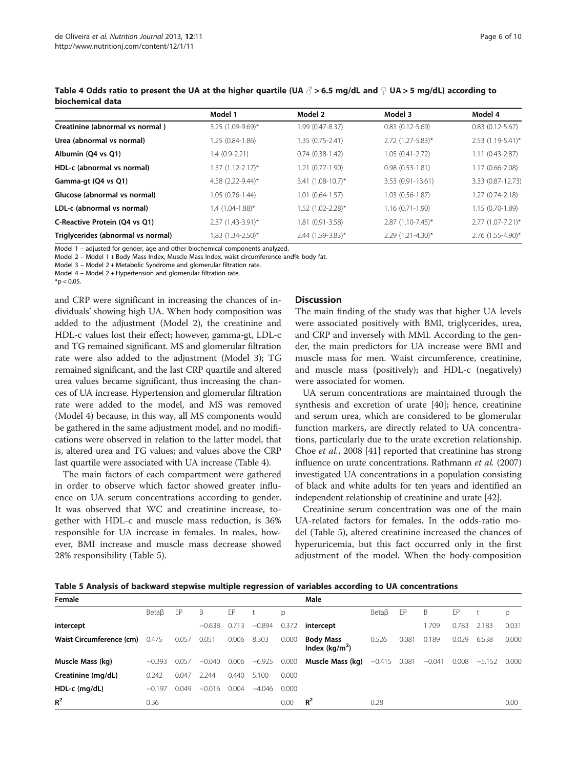**Table 4 Odds ratio to present the UA at the higher quartile (UA ♂ > 6.5 mg/dL and ♀ UA > 5 mg/dL) according to biochemical data**

| | Model 1 | Model 2 | Model 3 | Model 4 |
|---|---|---|---|---|
| **Creatinine (abnormal vs normal )** | 3.25 (1.09-9.69)* | 1.99 (0.47-8.37) | 0.83 (0.12-5.69) | 0.83 (0.12-5.67) |
| **Urea (abnormal vs normal)** | 1.25 (0.84-1.86) | 1.35 (0.75-2.41) | 2.72 (1.27-5.83)* | 2.53 (1.19-5.41)* |
| **Albumin (Q4 vs Q1)** | 1.4 (0.9-2.21) | 0.74 (0.38-1.42) | 1.05 (0.41-2.72) | 1.11 (0.43-2.87) |
| **HDL-c (abnormal vs normal)** | 1.57 (1.12-2.17)* | 1.21 (0.77-1.90) | 0.98 (0.53-1.81) | 1.17 (0.66-2.08) |
| **Gamma-gt (Q4 vs Q1)** | 4.58 (2.22-9.44)* | 3.41 (1.08-10.7)* | 3.53 (0.91-13.61) | 3.33 (0.87-12.73) |
| **Glucose (abnormal vs normal)** | 1.05 (0.76-1.44) | 1.01 (0.64-1.57) | 1.03 (0.56-1.87) | 1.27 (0.74-2.18) |
| **LDL-c (abnormal vs normal)** | 1.4 (1.04-1.88)* | 1.52 (1.02-2.28)* | 1.16 (0.71-1.90) | 1.15 (0.70-1.89) |
| **C-Reactive Protein (Q4 vs Q1)** | 2.37 (1.43-3.91)* | 1.81 (0.91-3.58) | 2.87 (1.10-7.45)* | 2.77 (1.07-7.21)* |
| **Triglycerides (abnormal vs normal)** | 1.83 (1.34-2.50)* | 2.44 (1.59-3.83)* | 2.29 (1.21-4.30)* | 2.76 (1.55-4.90)* |

Model 1 – adjusted for gender, age and other biochemical components analyzed.
Model 2 – Model 1 + Body Mass Index, Muscle Mass Index, waist circumference and% body fat.
Model 3 – Model 2 + Metabolic Syndrome and glomerular filtration rate.
Model 4 – Model 2 + Hypertension and glomerular filtration rate.
*p < 0,05.

and CRP were significant in increasing the chances of individuals' showing high UA. When body composition was added to the adjustment (Model 2), the creatinine and HDL-c values lost their effect; however, gamma-gt, LDL-c and TG remained significant. MS and glomerular filtration rate were also added to the adjustment (Model 3); TG remained significant, and the last CRP quartile and altered urea values became significant, thus increasing the chances of UA increase. Hypertension and glomerular filtration rate were added to the model, and MS was removed (Model 4) because, in this way, all MS components would be gathered in the same adjustment model, and no modifications were observed in relation to the latter model, that is, altered urea and TG values; and values above the CRP last quartile were associated with UA increase (Table 4).

The main factors of each compartment were gathered in order to observe which factor showed greater influence on UA serum concentrations according to gender. It was observed that WC and creatinine increase, together with HDL-c and muscle mass reduction, is 36% responsible for UA increase in females. In males, however, BMI increase and muscle mass decrease showed 28% responsibility (Table 5).

## Discussion

The main finding of the study was that higher UA levels were associated positively with BMI, triglycerides, urea, and CRP and inversely with MMI. According to the gender, the main predictors for UA increase were BMI and muscle mass for men. Waist circumference, creatinine, and muscle mass (positively); and HDL-c (negatively) were associated for women.

UA serum concentrations are maintained through the synthesis and excretion of urate [40]; hence, creatinine and serum urea, which are considered to be glomerular function markers, are directly related to UA concentrations, particularly due to the urate excretion relationship. Choe *et al.*, 2008 [41] reported that creatinine has strong influence on urate concentrations. Rathmann *et al.* (2007) investigated UA concentrations in a population consisting of black and white adults for ten years and identified an independent relationship of creatinine and urate [42].

Creatinine serum concentration was one of the main UA-related factors for females. In the odds-ratio model (Table 5), altered creatinine increased the chances of hyperuricemia, but this fact occurred only in the first adjustment of the model. When the body-composition

**Table 5 Analysis of backward stepwise multiple regression of variables according to UA concentrations**

| Female | | | | | | | Male | | | | | | |
|---|---|---|---|---|---|---|---|---|---|---|---|---|---|
| | Betaβ | EP | B | EP | t | p | | Betaβ | EP | B | EP | t | p |
| **intercept** | | | −0.638 | 0.713 | −0.894 | 0.372 | **intercept** | | | 1.709 | 0.783 | 2.183 | 0.031 |
| **Waist Circumference (cm)** | 0.475 | 0.057 | 0.051 | 0.006 | 8.303 | 0.000 | **Body Mass Index (kg/m$^2$)** | 0.526 | 0.081 | 0.189 | 0.029 | 6.538 | 0.000 |
| **Muscle Mass (kg)** | −0.393 | 0.057 | −0.040 | 0.006 | −6.925 | 0.000 | **Muscle Mass (kg)** | −0.415 | 0.081 | −0.041 | 0.008 | −5.152 | 0.000 |
| **Creatinine (mg/dL)** | 0.242 | 0.047 | 2.244 | 0.440 | 5.100 | 0.000 | | | | | | | |
| **HDL-c (mg/dL)** | −0.197 | 0.049 | −0.016 | 0.004 | −4.046 | 0.000 | | | | | | | |
| **$R^2$** | 0.36 | | | | | 0.00 | **$R^2$** | 0.28 | | | | | 0.00 |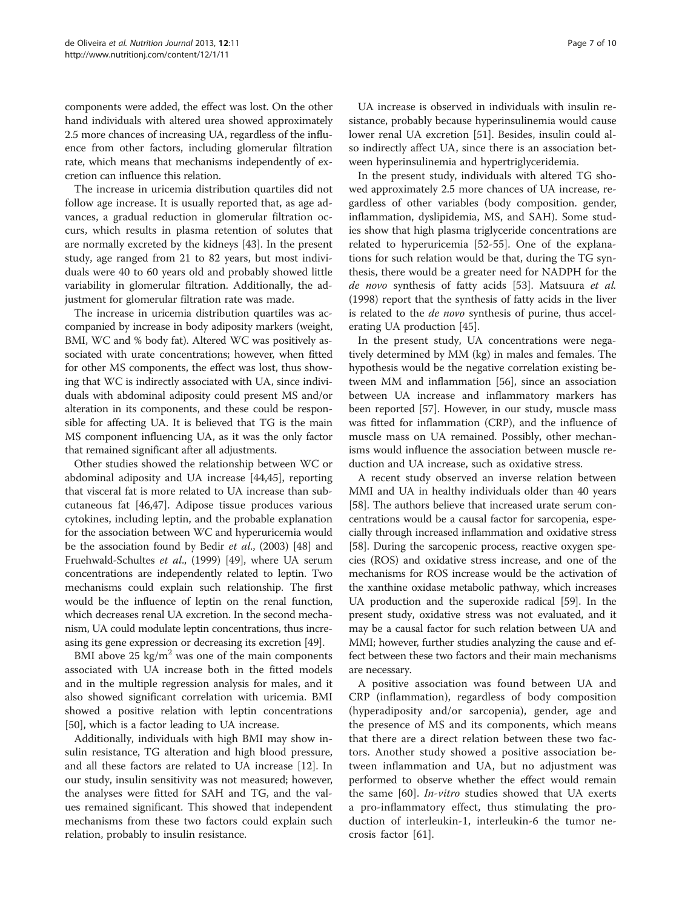components were added, the effect was lost. On the other hand individuals with altered urea showed approximately 2.5 more chances of increasing UA, regardless of the influence from other factors, including glomerular filtration rate, which means that mechanisms independently of excretion can influence this relation.

The increase in uricemia distribution quartiles did not follow age increase. It is usually reported that, as age advances, a gradual reduction in glomerular filtration occurs, which results in plasma retention of solutes that are normally excreted by the kidneys [43]. In the present study, age ranged from 21 to 82 years, but most individuals were 40 to 60 years old and probably showed little variability in glomerular filtration. Additionally, the adjustment for glomerular filtration rate was made.

The increase in uricemia distribution quartiles was accompanied by increase in body adiposity markers (weight, BMI, WC and % body fat). Altered WC was positively associated with urate concentrations; however, when fitted for other MS components, the effect was lost, thus showing that WC is indirectly associated with UA, since individuals with abdominal adiposity could present MS and/or alteration in its components, and these could be responsible for affecting UA. It is believed that TG is the main MS component influencing UA, as it was the only factor that remained significant after all adjustments.

Other studies showed the relationship between WC or abdominal adiposity and UA increase [44,45], reporting that visceral fat is more related to UA increase than subcutaneous fat [46,47]. Adipose tissue produces various cytokines, including leptin, and the probable explanation for the association between WC and hyperuricemia would be the association found by Bedir *et al.*, (2003) [48] and Fruehwald-Schultes *et al.*, (1999) [49], where UA serum concentrations are independently related to leptin. Two mechanisms could explain such relationship. The first would be the influence of leptin on the renal function, which decreases renal UA excretion. In the second mechanism, UA could modulate leptin concentrations, thus increasing its gene expression or decreasing its excretion [49].

BMI above 25 $kg/m^2$ was one of the main components associated with UA increase both in the fitted models and in the multiple regression analysis for males, and it also showed significant correlation with uricemia. BMI showed a positive relation with leptin concentrations [50], which is a factor leading to UA increase.

Additionally, individuals with high BMI may show insulin resistance, TG alteration and high blood pressure, and all these factors are related to UA increase [12]. In our study, insulin sensitivity was not measured; however, the analyses were fitted for SAH and TG, and the values remained significant. This showed that independent mechanisms from these two factors could explain such relation, probably to insulin resistance.

UA increase is observed in individuals with insulin resistance, probably because hyperinsulinemia would cause lower renal UA excretion [51]. Besides, insulin could also indirectly affect UA, since there is an association between hyperinsulinemia and hypertriglyceridemia.

In the present study, individuals with altered TG showed approximately 2.5 more chances of UA increase, regardless of other variables (body composition. gender, inflammation, dyslipidemia, MS, and SAH). Some studies show that high plasma triglyceride concentrations are related to hyperuricemia [52-55]. One of the explanations for such relation would be that, during the TG synthesis, there would be a greater need for NADPH for the *de novo* synthesis of fatty acids [53]. Matsuura *et al.* (1998) report that the synthesis of fatty acids in the liver is related to the *de novo* synthesis of purine, thus accelerating UA production [45].

In the present study, UA concentrations were negatively determined by MM (kg) in males and females. The hypothesis would be the negative correlation existing between MM and inflammation [56], since an association between UA increase and inflammatory markers has been reported [57]. However, in our study, muscle mass was fitted for inflammation (CRP), and the influence of muscle mass on UA remained. Possibly, other mechanisms would influence the association between muscle reduction and UA increase, such as oxidative stress.

A recent study observed an inverse relation between MMI and UA in healthy individuals older than 40 years [58]. The authors believe that increased urate serum concentrations would be a causal factor for sarcopenia, especially through increased inflammation and oxidative stress [58]. During the sarcopenic process, reactive oxygen species (ROS) and oxidative stress increase, and one of the mechanisms for ROS increase would be the activation of the xanthine oxidase metabolic pathway, which increases UA production and the superoxide radical [59]. In the present study, oxidative stress was not evaluated, and it may be a causal factor for such relation between UA and MMI; however, further studies analyzing the cause and effect between these two factors and their main mechanisms are necessary.

A positive association was found between UA and CRP (inflammation), regardless of body composition (hyperadiposity and/or sarcopenia), gender, age and the presence of MS and its components, which means that there are a direct relation between these two factors. Another study showed a positive association between inflammation and UA, but no adjustment was performed to observe whether the effect would remain the same [60]. *In-vitro* studies showed that UA exerts a pro-inflammatory effect, thus stimulating the production of interleukin-1, interleukin-6 the tumor necrosis factor [61].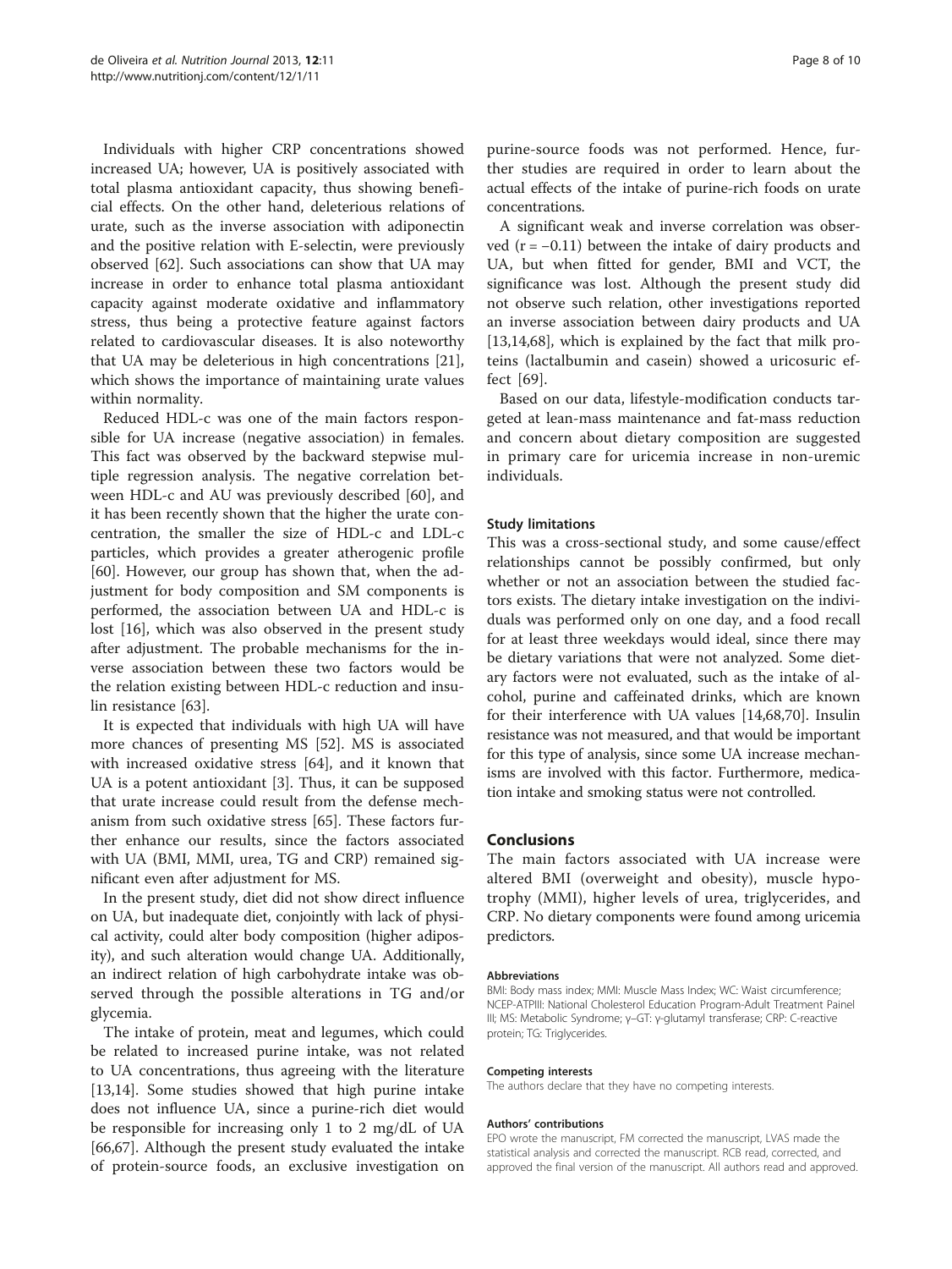Individuals with higher CRP concentrations showed increased UA; however, UA is positively associated with total plasma antioxidant capacity, thus showing beneficial effects. On the other hand, deleterious relations of urate, such as the inverse association with adiponectin and the positive relation with E-selectin, were previously observed [62]. Such associations can show that UA may increase in order to enhance total plasma antioxidant capacity against moderate oxidative and inflammatory stress, thus being a protective feature against factors related to cardiovascular diseases. It is also noteworthy that UA may be deleterious in high concentrations [21], which shows the importance of maintaining urate values within normality.

Reduced HDL-c was one of the main factors responsible for UA increase (negative association) in females. This fact was observed by the backward stepwise multiple regression analysis. The negative correlation between HDL-c and AU was previously described [60], and it has been recently shown that the higher the urate concentration, the smaller the size of HDL-c and LDL-c particles, which provides a greater atherogenic profile [60]. However, our group has shown that, when the adjustment for body composition and SM components is performed, the association between UA and HDL-c is lost [16], which was also observed in the present study after adjustment. The probable mechanisms for the inverse association between these two factors would be the relation existing between HDL-c reduction and insulin resistance [63].

It is expected that individuals with high UA will have more chances of presenting MS [52]. MS is associated with increased oxidative stress [64], and it known that UA is a potent antioxidant [3]. Thus, it can be supposed that urate increase could result from the defense mechanism from such oxidative stress [65]. These factors further enhance our results, since the factors associated with UA (BMI, MMI, urea, TG and CRP) remained significant even after adjustment for MS.

In the present study, diet did not show direct influence on UA, but inadequate diet, conjointly with lack of physical activity, could alter body composition (higher adiposity), and such alteration would change UA. Additionally, an indirect relation of high carbohydrate intake was observed through the possible alterations in TG and/or glycemia.

The intake of protein, meat and legumes, which could be related to increased purine intake, was not related to UA concentrations, thus agreeing with the literature [13,14]. Some studies showed that high purine intake does not influence UA, since a purine-rich diet would be responsible for increasing only 1 to 2 mg/dL of UA [66,67]. Although the present study evaluated the intake of protein-source foods, an exclusive investigation on purine-source foods was not performed. Hence, further studies are required in order to learn about the actual effects of the intake of purine-rich foods on urate concentrations.

A significant weak and inverse correlation was observed ($r = -0.11$) between the intake of dairy products and UA, but when fitted for gender, BMI and VCT, the significance was lost. Although the present study did not observe such relation, other investigations reported an inverse association between dairy products and UA [13,14,68], which is explained by the fact that milk proteins (lactalbumin and casein) showed a uricosuric effect [69].

Based on our data, lifestyle-modification conducts targeted at lean-mass maintenance and fat-mass reduction and concern about dietary composition are suggested in primary care for uricemia increase in non-uremic individuals.

### Study limitations

This was a cross-sectional study, and some cause/effect relationships cannot be possibly confirmed, but only whether or not an association between the studied factors exists. The dietary intake investigation on the individuals was performed only on one day, and a food recall for at least three weekdays would ideal, since there may be dietary variations that were not analyzed. Some dietary factors were not evaluated, such as the intake of alcohol, purine and caffeinated drinks, which are known for their interference with UA values [14,68,70]. Insulin resistance was not measured, and that would be important for this type of analysis, since some UA increase mechanisms are involved with this factor. Furthermore, medication intake and smoking status were not controlled.

## Conclusions

The main factors associated with UA increase were altered BMI (overweight and obesity), muscle hypotrophy (MMI), higher levels of urea, triglycerides, and CRP. No dietary components were found among uricemia predictors.

#### Abbreviations

BMI: Body mass index; MMI: Muscle Mass Index; WC: Waist circumference; NCEP-ATPIII: National Cholesterol Education Program-Adult Treatment Painel III; MS: Metabolic Syndrome; γ–GT: γ-glutamyl transferase; CRP: C-reactive protein; TG: Triglycerides.

#### Competing interests

The authors declare that they have no competing interests.

#### Authors' contributions

EPO wrote the manuscript, FM corrected the manuscript, LVAS made the statistical analysis and corrected the manuscript. RCB read, corrected, and approved the final version of the manuscript. All authors read and approved.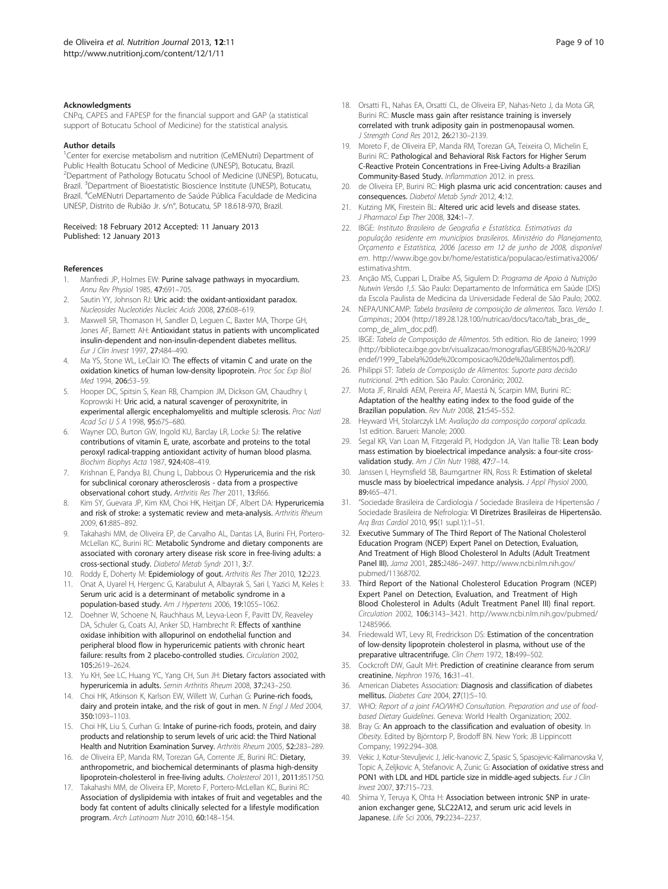### Acknowledgments

CNPq, CAPES and FAPESP for the financial support and GAP (a statistical support of Botucatu School of Medicine) for the statistical analysis.

#### Author details

[1]Center for exercise metabolism and nutrition (CeMENutri) Department of Public Health Botucatu School of Medicine (UNESP), Botucatu, Brazil. [2]Department of Pathology Botucatu School of Medicine (UNESP), Botucatu, Brazil. [3]Department of Bioestatistic Bioscience Institute (UNESP), Botucatu, Brazil. [4]CeMENutri Departamento de Saúde Pública Faculdade de Medicina UNESP, Distrito de Rubião Jr. s/n°, Botucatu, SP 18.618-970, Brazil.

Received: 18 February 2012 Accepted: 11 January 2013
Published: 12 January 2013

### References

1. Manfredi JP, Holmes EW: **Purine salvage pathways in myocardium.** *Annu Rev Physiol* 1985, **47:**691–705.
2. Sautin YY, Johnson RJ: **Uric acid: the oxidant-antioxidant paradox.** *Nucleosides Nucleotides Nucleic Acids* 2008, **27:**608–619.
3. Maxwell SR, Thomason H, Sandler D, Leguen C, Baxter MA, Thorpe GH, Jones AF, Barnett AH: **Antioxidant status in patients with uncomplicated insulin-dependent and non-insulin-dependent diabetes mellitus.** *Eur J Clin Invest* 1997, **27:**484–490.
4. Ma YS, Stone WL, LeClair IO: **The effects of vitamin C and urate on the oxidation kinetics of human low-density lipoprotein.** *Proc Soc Exp Biol Med* 1994, **206:**53–59.
5. Hooper DC, Spitsin S, Kean RB, Champion JM, Dickson GM, Chaudhry I, Koprowski H: **Uric acid, a natural scavenger of peroxynitrite, in experimental allergic encephalomyelitis and multiple sclerosis.** *Proc Natl Acad Sci U S A* 1998, **95:**675–680.
6. Wayner DD, Burton GW, Ingold KU, Barclay LR, Locke SJ: **The relative contributions of vitamin E, urate, ascorbate and proteins to the total peroxyl radical-trapping antioxidant activity of human blood plasma.** *Biochim Biophys Acta* 1987, **924:**408–419.
7. Krishnan E, Pandya BJ, Chung L, Dabbous O: **Hyperuricemia and the risk for subclinical coronary atherosclerosis - data from a prospective observational cohort study.** *Arthritis Res Ther* 2011, **13:**R66.
8. Kim SY, Guevara JP, Kim KM, Choi HK, Heitjan DF, Albert DA: **Hyperuricemia and risk of stroke: a systematic review and meta-analysis.** *Arthritis Rheum* 2009, **61:**885–892.
9. Takahashi MM, de Oliveira EP, de Carvalho AL, Dantas LA, Burini FH, Portero-McLellan KC, Burini RC: **Metabolic Syndrome and dietary components are associated with coronary artery disease risk score in free-living adults: a cross-sectional study.** *Diabetol Metab Syndr* 2011, **3:**7.
10. Roddy E, Doherty M: **Epidemiology of gout.** *Arthritis Res Ther* 2010, **12:**223.
11. Onat A, Uyarel H, Hergenc G, Karabulut A, Albayrak S, Sari I, Yazici M, Keles I: **Serum uric acid is a determinant of metabolic syndrome in a population-based study.** *Am J Hypertens* 2006, **19:**1055–1062.
12. Doehner W, Schoene N, Rauchhaus M, Leyva-Leon F, Pavitt DV, Reaveley DA, Schuler G, Coats AJ, Anker SD, Hambrecht R: **Effects of xanthine oxidase inhibition with allopurinol on endothelial function and peripheral blood flow in hyperuricemic patients with chronic heart failure: results from 2 placebo-controlled studies.** *Circulation* 2002, **105:**2619–2624.
13. Yu KH, See LC, Huang YC, Yang CH, Sun JH: **Dietary factors associated with hyperuricemia in adults.** *Semin Arthritis Rheum* 2008, **37:**243–250.
14. Choi HK, Atkinson K, Karlson EW, Willett W, Curhan G: **Purine-rich foods, dairy and protein intake, and the risk of gout in men.** *N Engl J Med* 2004, **350:**1093–1103.
15. Choi HK, Liu S, Curhan G: **Intake of purine-rich foods, protein, and dairy products and relationship to serum levels of uric acid: the Third National Health and Nutrition Examination Survey.** *Arthritis Rheum* 2005, **52:**283–289.
16. de Oliveira EP, Manda RM, Torezan GA, Corrente JE, Burini RC: **Dietary, anthropometric, and biochemical determinants of plasma high-density lipoprotein-cholesterol in free-living adults.** *Cholesterol* 2011, **2011:**851750.
17. Takahashi MM, de Oliveira EP, Moreto F, Portero-McLellan KC, Burini RC: **Association of dyslipidemia with intakes of fruit and vegetables and the body fat content of adults clinically selected for a lifestyle modification program.** *Arch Latinoam Nutr* 2010, **60:**148–154.
18. Orsatti FL, Nahas EA, Orsatti CL, de Oliveira EP, Nahas-Neto J, da Mota GR, Burini RC: **Muscle mass gain after resistance training is inversely correlated with trunk adiposity gain in postmenopausal women.** *J Strength Cond Res* 2012, **26:**2130–2139.
19. Moreto F, de Oliveira EP, Manda RM, Torezan GA, Teixeira O, Michelin E, Burini RC: **Pathological and Behavioral Risk Factors for Higher Serum C-Reactive Protein Concentrations in Free-Living Adults-a Brazilian Community-Based Study.** *Inflammation* 2012. in press.
20. de Oliveira EP, Burini RC: **High plasma uric acid concentration: causes and consequences.** *Diabetol Metab Syndr* 2012, **4:**12.
21. Kutzing MK, Firestein BL: **Altered uric acid levels and disease states.** *J Pharmacol Exp Ther* 2008, **324:**1–7.
22. IBGE: *Instituto Brasileiro de Geografia e Estatística. Estimativas da população residente em municípios brasileiros. Ministério do Planejamento, Orçamento e Estatística, 2006 [acesso em 12 de junho de 2008, disponível em.* http://www.ibge.gov.br/home/estatistica/populacao/estimativa2006/estimativa.shtm.
23. Anção MS, Cuppari L, Draibe AS, Sigulem D: *Programa de Apoio à Nutrição Nutwin Versão 1,5.* São Paulo: Departamento de Informática em Saúde (DIS) da Escola Paulista de Medicina da Universidade Federal de São Paulo; 2002.
24. NEPA/UNICAMP: *Tabela brasileira de composição de alimentos. Taco. Versão 1. Campinas.*; 2004 (http://189.28.128.100/nutricao/docs/taco/tab_bras_de_comp_de_alim_doc.pdf).
25. IBGE: *Tabela de Composição de Alimentos*. 5th edition. Rio de Janeiro; 1999 (http://biblioteca.ibge.gov.br/visualizacao/monografias/GEBIS%20-%20RJ/endef/1999_Tabela%20de%20composicao%20de%20alimentos.pdf).
26. Philippi ST: *Tabela de Composição de Alimentos: Suporte para decisão nutricional*. 2ªth edition. São Paulo: Coronário; 2002.
27. Mota JF, Rinaldi AEM, Pereira AF, Maestá N, Scarpin MM, Burini RC: **Adaptation of the healthy eating index to the food guide of the Brazilian population.** *Rev Nutr* 2008, **21:**545–552.
28. Heyward VH, Stolarczyk LM: *Avaliação da composição corporal aplicada*. 1st edition. Barueri: Manole; 2000.
29. Segal KR, Van Loan M, Fitzgerald PI, Hodgdon JA, Van Itallie TB: **Lean body mass estimation by bioelectrical impedance analysis: a four-site cross-validation study.** *Am J Clin Nutr* 1988, **47:**7–14.
30. Janssen I, Heymsfield SB, Baumgartner RN, Ross R: **Estimation of skeletal muscle mass by bioelectrical impedance analysis.** *J Appl Physiol* 2000, **89:**465–471.
31. "Sociedade Brasileira de Cardiologia / Sociedade Brasileira de Hipertensão / Sociedade Brasileira de Nefrologia: **VI Diretrizes Brasileiras de Hipertensão.** *Arq Bras Cardiol* 2010, **95**(1 supl.1):1–51.
32. **Executive Summary of The Third Report of The National Cholesterol Education Program (NCEP) Expert Panel on Detection, Evaluation, And Treatment of High Blood Cholesterol In Adults (Adult Treatment Panel III).** *Jama* 2001, **285:**2486–2497. http://www.ncbi.nlm.nih.gov/pubmed/11368702.
33. **Third Report of the National Cholesterol Education Program (NCEP) Expert Panel on Detection, Evaluation, and Treatment of High Blood Cholesterol in Adults (Adult Treatment Panel III) final report.** *Circulation* 2002, **106:**3143–3421. http://www.ncbi.nlm.nih.gov/pubmed/12485966.
34. Friedewald WT, Levy RI, Fredrickson DS: **Estimation of the concentration of low-density lipoprotein cholesterol in plasma, without use of the preparative ultracentrifuge.** *Clin Chem* 1972, **18:**499–502.
35. Cockcroft DW, Gault MH: **Prediction of creatinine clearance from serum creatinine.** *Nephron* 1976, **16:**31–41.
36. American Diabetes Association: **Diagnosis and classification of diabetes mellitus.** *Diabetes Care* 2004, **27**(1):5–10.
37. WHO: *Report of a joint FAO/WHO Consultation. Preparation and use of food-based Dietary Guidelines*. Geneva: World Health Organization; 2002.
38. Bray G: **An approach to the classification and evaluation of obesity.** In *Obesity*. Edited by Björntorp P, Brodoff BN. New York: JB Lippincott Company; 1992:294–308.
39. Vekic J, Kotur-Stevuljevic J, Jelic-Ivanovic Z, Spasic S, Spasojevic-Kalimanovska V, Topic A, Zeljkovic A, Stefanovic A, Zunic G: **Association of oxidative stress and PON1 with LDL and HDL particle size in middle-aged subjects.** *Eur J Clin Invest* 2007, **37:**715–723.
40. Shima Y, Teruya K, Ohta H: **Association between intronic SNP in urate-anion exchanger gene, SLC22A12, and serum uric acid levels in Japanese.** *Life Sci* 2006, **79:**2234–2237.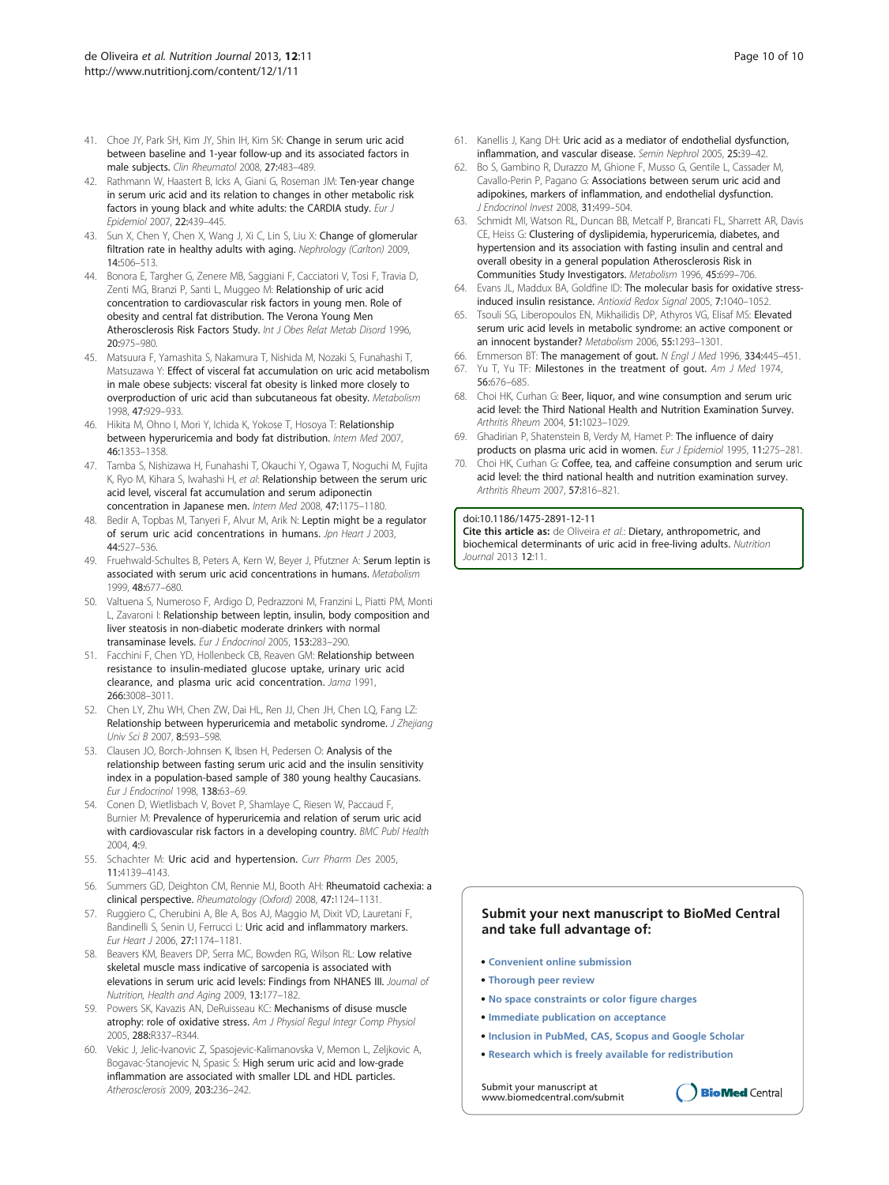41. Choe JY, Park SH, Kim JY, Shin IH, Kim SK: Change in serum uric acid between baseline and 1-year follow-up and its associated factors in male subjects. *Clin Rheumatol* 2008, **27**:483–489.
42. Rathmann W, Haastert B, Icks A, Giani G, Roseman JM: Ten-year change in serum uric acid and its relation to changes in other metabolic risk factors in young black and white adults: the CARDIA study. *Eur J Epidemiol* 2007, **22**:439–445.
43. Sun X, Chen Y, Chen X, Wang J, Xi C, Lin S, Liu X: Change of glomerular filtration rate in healthy adults with aging. *Nephrology (Carlton)* 2009, **14**:506–513.
44. Bonora E, Targher G, Zenere MB, Saggiani F, Cacciatori V, Tosi F, Travia D, Zenti MG, Branzi P, Santi L, Muggeo M: Relationship of uric acid concentration to cardiovascular risk factors in young men. Role of obesity and central fat distribution. The Verona Young Men Atherosclerosis Risk Factors Study. *Int J Obes Relat Metab Disord* 1996, **20**:975–980.
45. Matsuura F, Yamashita S, Nakamura T, Nishida M, Nozaki S, Funahashi T, Matsuzawa Y: Effect of visceral fat accumulation on uric acid metabolism in male obese subjects: visceral fat obesity is linked more closely to overproduction of uric acid than subcutaneous fat obesity. *Metabolism* 1998, **47**:929–933.
46. Hikita M, Ohno I, Mori Y, Ichida K, Yokose T, Hosoya T: Relationship between hyperuricemia and body fat distribution. *Intern Med* 2007, **46**:1353–1358.
47. Tamba S, Nishizawa H, Funahashi T, Okauchi Y, Ogawa T, Noguchi M, Fujita K, Ryo M, Kihara S, Iwahashi H, *et al*: Relationship between the serum uric acid level, visceral fat accumulation and serum adiponectin concentration in Japanese men. *Intern Med* 2008, **47**:1175–1180.
48. Bedir A, Topbas M, Tanyeri F, Alvur M, Arik N: Leptin might be a regulator of serum uric acid concentrations in humans. *Jpn Heart J* 2003, **44**:527–536.
49. Fruehwald-Schultes B, Peters A, Kern W, Beyer J, Pfutzner A: Serum leptin is associated with serum uric acid concentrations in humans. *Metabolism* 1999, **48**:677–680.
50. Valtuena S, Numeroso F, Ardigo D, Pedrazzoni M, Franzini L, Piatti PM, Monti L, Zavaroni I: Relationship between leptin, insulin, body composition and liver steatosis in non-diabetic moderate drinkers with normal transaminase levels. *Eur J Endocrinol* 2005, **153**:283–290.
51. Facchini F, Chen YD, Hollenbeck CB, Reaven GM: Relationship between resistance to insulin-mediated glucose uptake, urinary uric acid clearance, and plasma uric acid concentration. *Jama* 1991, **266**:3008–3011.
52. Chen LY, Zhu WH, Chen ZW, Dai HL, Ren JJ, Chen JH, Chen LQ, Fang LZ: Relationship between hyperuricemia and metabolic syndrome. *J Zhejiang Univ Sci B* 2007, **8**:593–598.
53. Clausen JO, Borch-Johnsen K, Ibsen H, Pedersen O: Analysis of the relationship between fasting serum uric acid and the insulin sensitivity index in a population-based sample of 380 young healthy Caucasians. *Eur J Endocrinol* 1998, **138**:63–69.
54. Conen D, Wietlisbach V, Bovet P, Shamlaye C, Riesen W, Paccaud F, Burnier M: Prevalence of hyperuricemia and relation of serum uric acid with cardiovascular risk factors in a developing country. *BMC Publ Health* 2004, **4**:9.
55. Schachter M: Uric acid and hypertension. *Curr Pharm Des* 2005, **11**:4139–4143.
56. Summers GD, Deighton CM, Rennie MJ, Booth AH: Rheumatoid cachexia: a clinical perspective. *Rheumatology (Oxford)* 2008, **47**:1124–1131.
57. Ruggiero C, Cherubini A, Ble A, Bos AJ, Maggio M, Dixit VD, Lauretani F, Bandinelli S, Senin U, Ferrucci L: Uric acid and inflammatory markers. *Eur Heart J* 2006, **27**:1174–1181.
58. Beavers KM, Beavers DP, Serra MC, Bowden RG, Wilson RL: Low relative skeletal muscle mass indicative of sarcopenia is associated with elevations in serum uric acid levels: Findings from NHANES III. *Journal of Nutrition, Health and Aging* 2009, **13**:177–182.
59. Powers SK, Kavazis AN, DeRuisseau KC: Mechanisms of disuse muscle atrophy: role of oxidative stress. *Am J Physiol Regul Integr Comp Physiol* 2005, **288**:R337–R344.
60. Vekic J, Jelic-Ivanovic Z, Spasojevic-Kalimanovska V, Memon L, Zeljkovic A, Bogavac-Stanojevic N, Spasic S: High serum uric acid and low-grade inflammation are associated with smaller LDL and HDL particles. *Atherosclerosis* 2009, **203**:236–242.
61. Kanellis J, Kang DH: Uric acid as a mediator of endothelial dysfunction, inflammation, and vascular disease. *Semin Nephrol* 2005, **25**:39–42.
62. Bo S, Gambino R, Durazzo M, Ghione F, Musso G, Gentile L, Cassader M, Cavallo-Perin P, Pagano G: Associations between serum uric acid and adipokines, markers of inflammation, and endothelial dysfunction. *J Endocrinol Invest* 2008, **31**:499–504.
63. Schmidt MI, Watson RL, Duncan BB, Metcalf P, Brancati FL, Sharrett AR, Davis CE, Heiss G: Clustering of dyslipidemia, hyperuricemia, diabetes, and hypertension and its association with fasting insulin and central and overall obesity in a general population Atherosclerosis Risk in Communities Study Investigators. *Metabolism* 1996, **45**:699–706.
64. Evans JL, Maddux BA, Goldfine ID: The molecular basis for oxidative stress-induced insulin resistance. *Antioxid Redox Signal* 2005, **7**:1040–1052.
65. Tsouli SG, Liberopoulos EN, Mikhailidis DP, Athyros VG, Elisaf MS: Elevated serum uric acid levels in metabolic syndrome: an active component or an innocent bystander? *Metabolism* 2006, **55**:1293–1301.
66. Emmerson BT: The management of gout. *N Engl J Med* 1996, **334**:445–451.
67. Yu T, Yu TF: Milestones in the treatment of gout. *Am J Med* 1974, **56**:676–685.
68. Choi HK, Curhan G: Beer, liquor, and wine consumption and serum uric acid level: the Third National Health and Nutrition Examination Survey. *Arthritis Rheum* 2004, **51**:1023–1029.
69. Ghadirian P, Shatenstein B, Verdy M, Hamet P: The influence of dairy products on plasma uric acid in women. *Eur J Epidemiol* 1995, **11**:275–281.
70. Choi HK, Curhan G: Coffee, tea, and caffeine consumption and serum uric acid level: the third national health and nutrition examination survey. *Arthritis Rheum* 2007, **57**:816–821.

doi:10.1186/1475-2891-12-11

**Cite this article as:** de Oliveira *et al.*: Dietary, anthropometric, and biochemical determinants of uric acid in free-living adults. *Nutrition Journal* 2013 **12**:11.

**Submit your next manuscript to BioMed Central and take full advantage of:**

- **Convenient online submission**
- **Thorough peer review**
- **No space constraints or color figure charges**
- **Immediate publication on acceptance**
- **Inclusion in PubMed, CAS, Scopus and Google Scholar**
- **Research which is freely available for redistribution**

Submit your manuscript at
www.biomedcentral.com/submit

BioMed Central